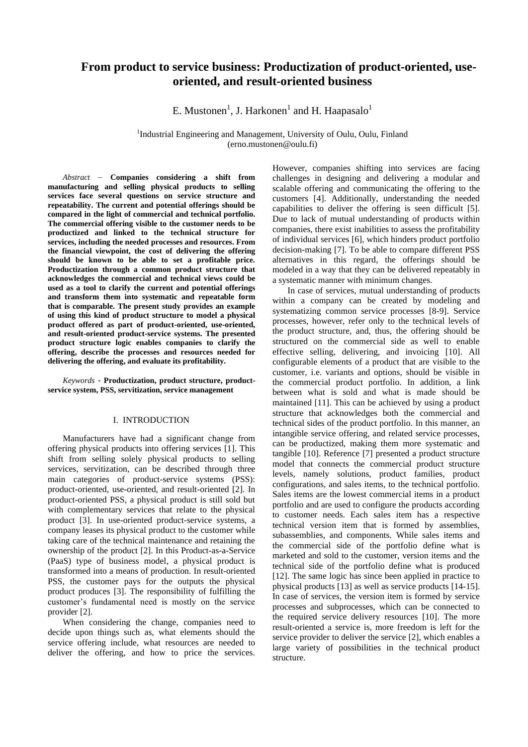# From product to service business: Productization of product-oriented, use-oriented, and result-oriented business

E. Mustonen[1], J. Harkonen[1] and H. Haapasalo[1]

[1]Industrial Engineering and Management, University of Oulu, Oulu, Finland
(erno.mustonen@oulu.fi)

*Abstract* – **Companies considering a shift from manufacturing and selling physical products to selling services face several questions on service structure and repeatability. The current and potential offerings should be compared in the light of commercial and technical portfolio. The commercial offering visible to the customer needs to be productized and linked to the technical structure for services, including the needed processes and resources. From the financial viewpoint, the cost of delivering the offering should be known to be able to set a profitable price. Productization through a common product structure that acknowledges the commercial and technical views could be used as a tool to clarify the current and potential offerings and transform them into systematic and repeatable form that is comparable. The present study provides an example of using this kind of product structure to model a physical product offered as part of product-oriented, use-oriented, and result-oriented product-service systems. The presented product structure logic enables companies to clarify the offering, describe the processes and resources needed for delivering the offering, and evaluate its profitability.**

*Keywords* - **Productization, product structure, product-service system, PSS, servitization, service management**

## I. INTRODUCTION

Manufacturers have had a significant change from offering physical products into offering services [1]. This shift from selling solely physical products to selling services, servitization, can be described through three main categories of product-service systems (PSS): product-oriented, use-oriented, and result-oriented [2]. In product-oriented PSS, a physical product is still sold but with complementary services that relate to the physical product [3]. In use-oriented product-service systems, a company leases its physical product to the customer while taking care of the technical maintenance and retaining the ownership of the product [2]. In this Product-as-a-Service (PaaS) type of business model, a physical product is transformed into a means of production. In result-oriented PSS, the customer pays for the outputs the physical product produces [3]. The responsibility of fulfilling the customer's fundamental need is mostly on the service provider [2].

When considering the change, companies need to decide upon things such as, what elements should the service offering include, what resources are needed to deliver the offering, and how to price the services. However, companies shifting into services are facing challenges in designing and delivering a modular and scalable offering and communicating the offering to the customers [4]. Additionally, understanding the needed capabilities to deliver the offering is seen difficult [5]. Due to lack of mutual understanding of products within companies, there exist inabilities to assess the profitability of individual services [6], which hinders product portfolio decision-making [7]. To be able to compare different PSS alternatives in this regard, the offerings should be modeled in a way that they can be delivered repeatably in a systematic manner with minimum changes.

In case of services, mutual understanding of products within a company can be created by modeling and systematizing common service processes [8-9]. Service processes, however, refer only to the technical levels of the product structure, and, thus, the offering should be structured on the commercial side as well to enable effective selling, delivering, and invoicing [10]. All configurable elements of a product that are visible to the customer, i.e. variants and options, should be visible in the commercial product portfolio. In addition, a link between what is sold and what is made should be maintained [11]. This can be achieved by using a product structure that acknowledges both the commercial and technical sides of the product portfolio. In this manner, an intangible service offering, and related service processes, can be productized, making them more systematic and tangible [10]. Reference [7] presented a product structure model that connects the commercial product structure levels, namely solutions, product families, product configurations, and sales items, to the technical portfolio. Sales items are the lowest commercial items in a product portfolio and are used to configure the products according to customer needs. Each sales item has a respective technical version item that is formed by assemblies, subassemblies, and components. While sales items and the commercial side of the portfolio define what is marketed and sold to the customer, version items and the technical side of the portfolio define what is produced [12]. The same logic has since been applied in practice to physical products [13] as well as service products [14-15]. In case of services, the version item is formed by service processes and subprocesses, which can be connected to the required service delivery resources [10]. The more result-oriented a service is, more freedom is left for the service provider to deliver the service [2], which enables a large variety of possibilities in the technical product structure.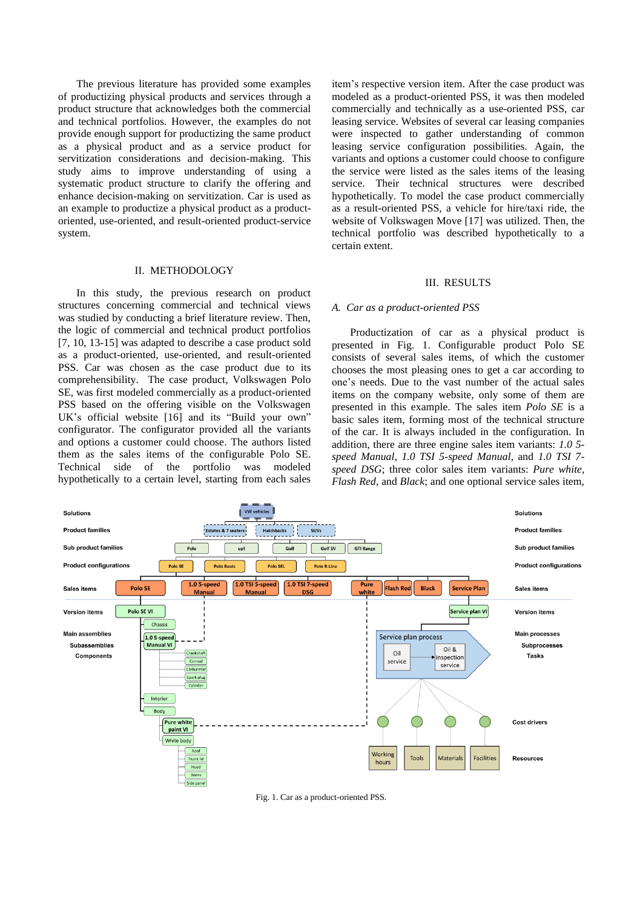The previous literature has provided some examples of productizing physical products and services through a product structure that acknowledges both the commercial and technical portfolios. However, the examples do not provide enough support for productizing the same product as a physical product and as a service product for servitization considerations and decision-making. This study aims to improve understanding of using a systematic product structure to clarify the offering and enhance decision-making on servitization. Car is used as an example to productize a physical product as a product-oriented, use-oriented, and result-oriented product-service system.

## II. METHODOLOGY

In this study, the previous research on product structures concerning commercial and technical views was studied by conducting a brief literature review. Then, the logic of commercial and technical product portfolios [7, 10, 13-15] was adapted to describe a case product sold as a product-oriented, use-oriented, and result-oriented PSS. Car was chosen as the case product due to its comprehensibility. The case product, Volkswagen Polo SE, was first modeled commercially as a product-oriented PSS based on the offering visible on the Volkswagen UK's official website [16] and its "Build your own" configurator. The configurator provided all the variants and options a customer could choose. The authors listed them as the sales items of the configurable Polo SE. Technical side of the portfolio was modeled hypothetically to a certain level, starting from each sales item's respective version item. After the case product was modeled as a product-oriented PSS, it was then modeled commercially and technically as a use-oriented PSS, car leasing service. Websites of several car leasing companies were inspected to gather understanding of common leasing service configuration possibilities. Again, the variants and options a customer could choose to configure the service were listed as the sales items of the leasing service. Their technical structures were described hypothetically. To model the case product commercially as a result-oriented PSS, a vehicle for hire/taxi ride, the website of Volkswagen Move [17] was utilized. Then, the technical portfolio was described hypothetically to a certain extent.

## III. RESULTS

### A. Car as a product-oriented PSS

Productization of car as a physical product is presented in Fig. 1. Configurable product Polo SE consists of several sales items, of which the customer chooses the most pleasing ones to get a car according to one's needs. Due to the vast number of the actual sales items on the company website, only some of them are presented in this example. The sales item *Polo SE* is a basic sales item, forming most of the technical structure of the car. It is always included in the configuration. In addition, there are three engine sales item variants: *1.0 5-speed Manual*, *1.0 TSI 5-speed Manual*, and *1.0 TSI 7-speed DSG*; three color sales item variants: *Pure white*, *Flash Red*, and *Black*; and one optional service sales item,

Fig. 1. Car as a product-oriented PSS.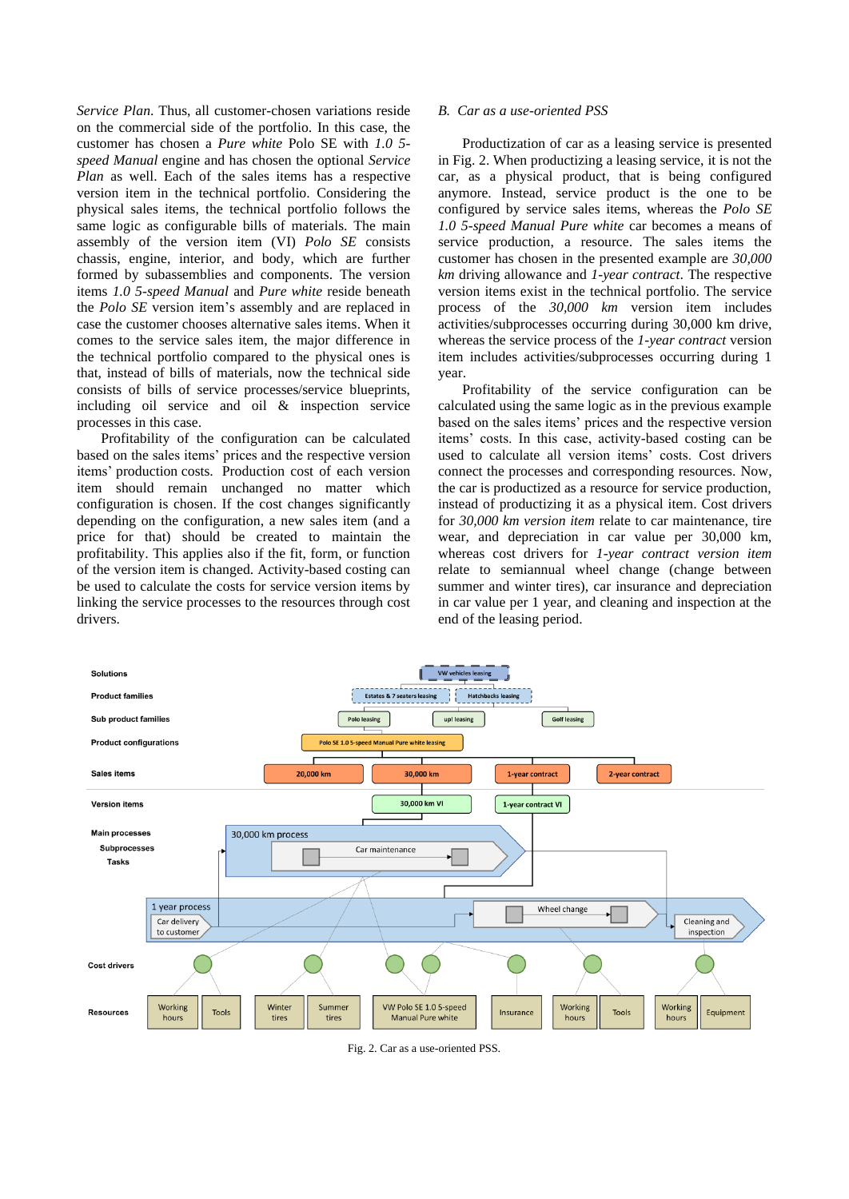*Service Plan*. Thus, all customer-chosen variations reside on the commercial side of the portfolio. In this case, the customer has chosen a *Pure white* Polo SE with *1.0 5-speed Manual* engine and has chosen the optional *Service Plan* as well. Each of the sales items has a respective version item in the technical portfolio. Considering the physical sales items, the technical portfolio follows the same logic as configurable bills of materials. The main assembly of the version item (VI) *Polo SE* consists chassis, engine, interior, and body, which are further formed by subassemblies and components. The version items *1.0 5-speed Manual* and *Pure white* reside beneath the *Polo SE* version item's assembly and are replaced in case the customer chooses alternative sales items. When it comes to the service sales item, the major difference in the technical portfolio compared to the physical ones is that, instead of bills of materials, now the technical side consists of bills of service processes/service blueprints, including oil service and oil & inspection service processes in this case.

Profitability of the configuration can be calculated based on the sales items' prices and the respective version items' production costs. Production cost of each version item should remain unchanged no matter which configuration is chosen. If the cost changes significantly depending on the configuration, a new sales item (and a price for that) should be created to maintain the profitability. This applies also if the fit, form, or function of the version item is changed. Activity-based costing can be used to calculate the costs for service version items by linking the service processes to the resources through cost drivers.

## B. Car as a use-oriented PSS

Productization of car as a leasing service is presented in Fig. 2. When productizing a leasing service, it is not the car, as a physical product, that is being configured anymore. Instead, service product is the one to be configured by service sales items, whereas the *Polo SE 1.0 5-speed Manual Pure white* car becomes a means of service production, a resource. The sales items the customer has chosen in the presented example are *30,000 km* driving allowance and *1-year contract*. The respective version items exist in the technical portfolio. The service process of the *30,000 km* version item includes activities/subprocesses occurring during 30,000 km drive, whereas the service process of the *1-year contract* version item includes activities/subprocesses occurring during 1 year.

Profitability of the service configuration can be calculated using the same logic as in the previous example based on the sales items' prices and the respective version items' costs. In this case, activity-based costing can be used to calculate all version items' costs. Cost drivers connect the processes and corresponding resources. Now, the car is productized as a resource for service production, instead of productizing it as a physical item. Cost drivers for *30,000 km version item* relate to car maintenance, tire wear, and depreciation in car value per 30,000 km, whereas cost drivers for *1-year contract version item* relate to semiannual wheel change (change between summer and winter tires), car insurance and depreciation in car value per 1 year, and cleaning and inspection at the end of the leasing period.

Fig. 2. Car as a use-oriented PSS.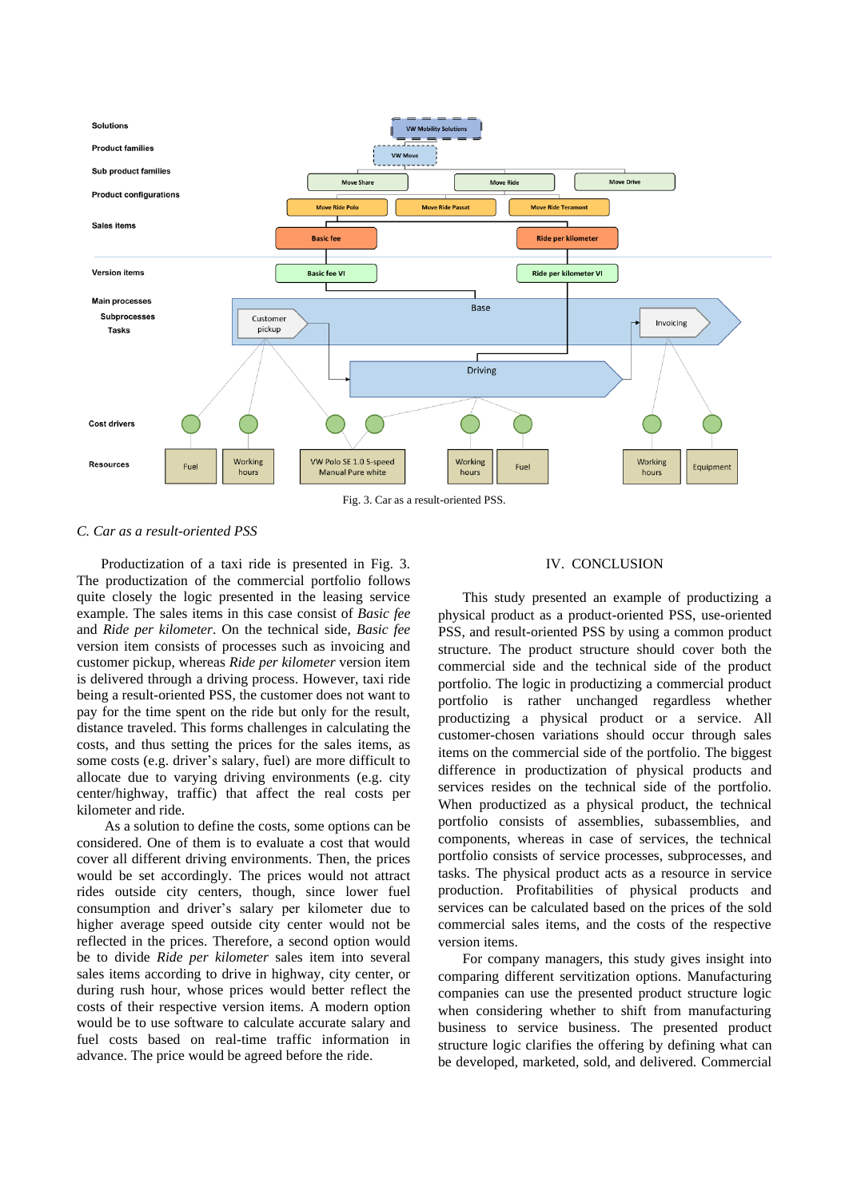Fig. 3. Car as a result-oriented PSS.

### C. Car as a result-oriented PSS

Productization of a taxi ride is presented in Fig. 3. The productization of the commercial portfolio follows quite closely the logic presented in the leasing service example. The sales items in this case consist of *Basic fee* and *Ride per kilometer*. On the technical side, *Basic fee* version item consists of processes such as invoicing and customer pickup, whereas *Ride per kilometer* version item is delivered through a driving process. However, taxi ride being a result-oriented PSS, the customer does not want to pay for the time spent on the ride but only for the result, distance traveled. This forms challenges in calculating the costs, and thus setting the prices for the sales items, as some costs (e.g. driver's salary, fuel) are more difficult to allocate due to varying driving environments (e.g. city center/highway, traffic) that affect the real costs per kilometer and ride.

As a solution to define the costs, some options can be considered. One of them is to evaluate a cost that would cover all different driving environments. Then, the prices would be set accordingly. The prices would not attract rides outside city centers, though, since lower fuel consumption and driver's salary per kilometer due to higher average speed outside city center would not be reflected in the prices. Therefore, a second option would be to divide *Ride per kilometer* sales item into several sales items according to drive in highway, city center, or during rush hour, whose prices would better reflect the costs of their respective version items. A modern option would be to use software to calculate accurate salary and fuel costs based on real-time traffic information in advance. The price would be agreed before the ride.

## IV. CONCLUSION

This study presented an example of productizing a physical product as a product-oriented PSS, use-oriented PSS, and result-oriented PSS by using a common product structure. The product structure should cover both the commercial side and the technical side of the product portfolio. The logic in productizing a commercial product portfolio is rather unchanged regardless whether productizing a physical product or a service. All customer-chosen variations should occur through sales items on the commercial side of the portfolio. The biggest difference in productization of physical products and services resides on the technical side of the portfolio. When productized as a physical product, the technical portfolio consists of assemblies, subassemblies, and components, whereas in case of services, the technical portfolio consists of service processes, subprocesses, and tasks. The physical product acts as a resource in service production. Profitabilities of physical products and services can be calculated based on the prices of the sold commercial sales items, and the costs of the respective version items.

For company managers, this study gives insight into comparing different servitization options. Manufacturing companies can use the presented product structure logic when considering whether to shift from manufacturing business to service business. The presented product structure logic clarifies the offering by defining what can be developed, marketed, sold, and delivered. Commercial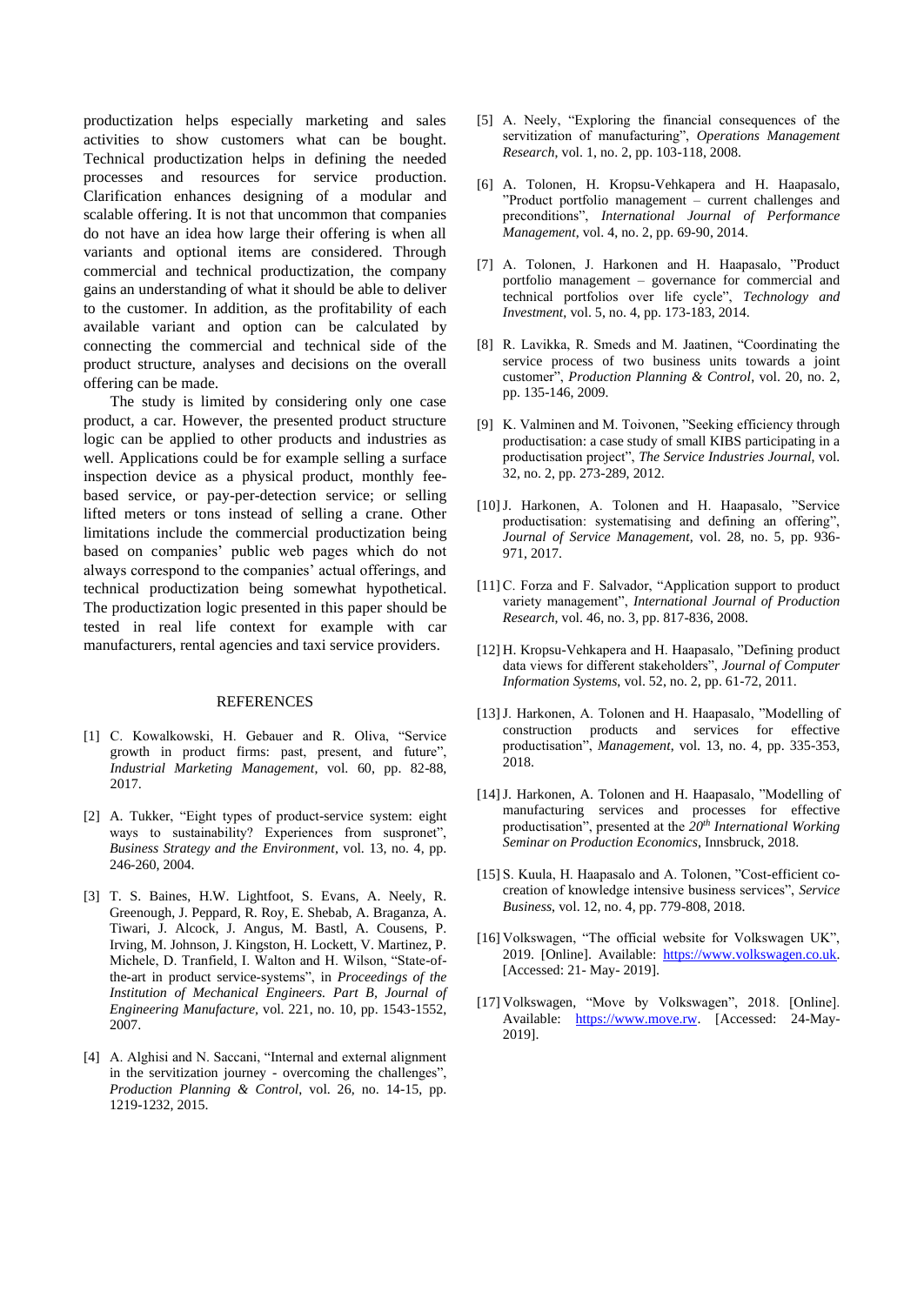productization helps especially marketing and sales activities to show customers what can be bought. Technical productization helps in defining the needed processes and resources for service production. Clarification enhances designing of a modular and scalable offering. It is not that uncommon that companies do not have an idea how large their offering is when all variants and optional items are considered. Through commercial and technical productization, the company gains an understanding of what it should be able to deliver to the customer. In addition, as the profitability of each available variant and option can be calculated by connecting the commercial and technical side of the product structure, analyses and decisions on the overall offering can be made.

The study is limited by considering only one case product, a car. However, the presented product structure logic can be applied to other products and industries as well. Applications could be for example selling a surface inspection device as a physical product, monthly fee-based service, or pay-per-detection service; or selling lifted meters or tons instead of selling a crane. Other limitations include the commercial productization being based on companies' public web pages which do not always correspond to the companies' actual offerings, and technical productization being somewhat hypothetical. The productization logic presented in this paper should be tested in real life context for example with car manufacturers, rental agencies and taxi service providers.

## REFERENCES

[1] C. Kowalkowski, H. Gebauer and R. Oliva, "Service growth in product firms: past, present, and future", *Industrial Marketing Management*, vol. 60, pp. 82-88, 2017.

[2] A. Tukker, "Eight types of product-service system: eight ways to sustainability? Experiences from suspronet", *Business Strategy and the Environment*, vol. 13, no. 4, pp. 246-260, 2004.

[3] T. S. Baines, H.W. Lightfoot, S. Evans, A. Neely, R. Greenough, J. Peppard, R. Roy, E. Shebab, A. Braganza, A. Tiwari, J. Alcock, J. Angus, M. Bastl, A. Cousens, P. Irving, M. Johnson, J. Kingston, H. Lockett, V. Martinez, P. Michele, D. Tranfield, I. Walton and H. Wilson, "State-of-the-art in product service-systems", in *Proceedings of the Institution of Mechanical Engineers. Part B, Journal of Engineering Manufacture*, vol. 221, no. 10, pp. 1543-1552, 2007.

[4] A. Alghisi and N. Saccani, "Internal and external alignment in the servitization journey - overcoming the challenges", *Production Planning & Control*, vol. 26, no. 14-15, pp. 1219-1232, 2015.

[5] A. Neely, "Exploring the financial consequences of the servitization of manufacturing", *Operations Management Research*, vol. 1, no. 2, pp. 103-118, 2008.

[6] A. Tolonen, H. Kropsu-Vehkapera and H. Haapasalo, "Product portfolio management – current challenges and preconditions", *International Journal of Performance Management*, vol. 4, no. 2, pp. 69-90, 2014.

[7] A. Tolonen, J. Harkonen and H. Haapasalo, "Product portfolio management – governance for commercial and technical portfolios over life cycle", *Technology and Investment*, vol. 5, no. 4, pp. 173-183, 2014.

[8] R. Lavikka, R. Smeds and M. Jaatinen, "Coordinating the service process of two business units towards a joint customer", *Production Planning & Control*, vol. 20, no. 2, pp. 135-146, 2009.

[9] K. Valminen and M. Toivonen, "Seeking efficiency through productisation: a case study of small KIBS participating in a productisation project", *The Service Industries Journal*, vol. 32, no. 2, pp. 273-289, 2012.

[10] J. Harkonen, A. Tolonen and H. Haapasalo, "Service productisation: systematising and defining an offering", *Journal of Service Management*, vol. 28, no. 5, pp. 936-971, 2017.

[11] C. Forza and F. Salvador, "Application support to product variety management", *International Journal of Production Research*, vol. 46, no. 3, pp. 817-836, 2008.

[12] H. Kropsu-Vehkapera and H. Haapasalo, "Defining product data views for different stakeholders", *Journal of Computer Information Systems*, vol. 52, no. 2, pp. 61-72, 2011.

[13] J. Harkonen, A. Tolonen and H. Haapasalo, "Modelling of construction products and services for effective productisation", *Management*, vol. 13, no. 4, pp. 335-353, 2018.

[14] J. Harkonen, A. Tolonen and H. Haapasalo, "Modelling of manufacturing services and processes for effective productisation", presented at the *20th International Working Seminar on Production Economics*, Innsbruck, 2018.

[15] S. Kuula, H. Haapasalo and A. Tolonen, "Cost-efficient co-creation of knowledge intensive business services", *Service Business*, vol. 12, no. 4, pp. 779-808, 2018.

[16] Volkswagen, "The official website for Volkswagen UK", 2019. [Online]. Available: https://www.volkswagen.co.uk. [Accessed: 21- May- 2019].

[17] Volkswagen, "Move by Volkswagen", 2018. [Online]. Available: https://www.move.rw. [Accessed: 24-May-2019].